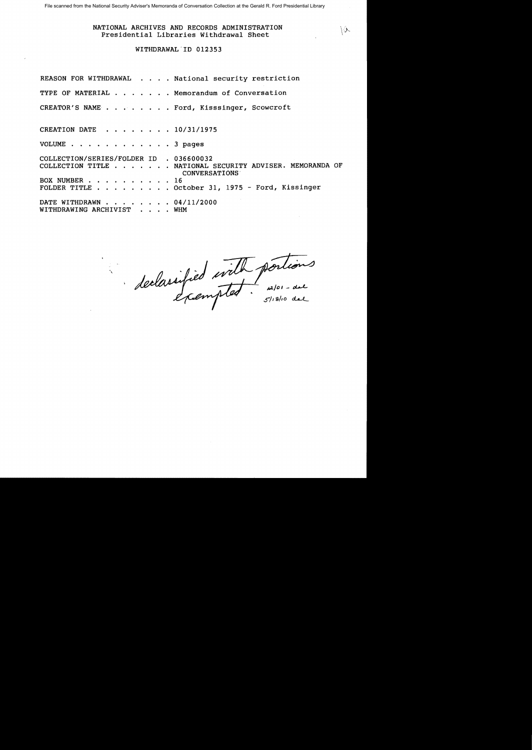File scanned from the National Security Adviser's Memoranda of Conversation Collection at the Gerald R. Ford Presidential Library

NATIONAL ARCHIVES AND RECORDS ADMINISTRATION
Presidential Libraries Withdrawal Sheet

WITHDRAWAL ID 012353

REASON FOR WITHDRAWAL . . . . National security restriction

TYPE OF MATERIAL . . . . . . . Memorandum of Conversation

CREATOR'S NAME . . . . . . . . Ford, Kisssinger, Scowcroft

CREATION DATE . . . . . . . . 10/31/1975

VOLUME . . . . . . . . . . . . 3 pages

COLLECTION/SERIES/FOLDER ID . 036600032
COLLECTION TITLE . . . . . . . NATIONAL SECURITY ADVISER. MEMORANDA OF CONVERSATIONS
BOX NUMBER . . . . . . . . . . 16
FOLDER TITLE . . . . . . . . . October 31, 1975 - Ford, Kissinger

DATE WITHDRAWN . . . . . . . . 04/11/2000
WITHDRAWING ARCHIVIST . . . . WHM

declassified with portions exempted. 12/01 - dal 5/18/10 dal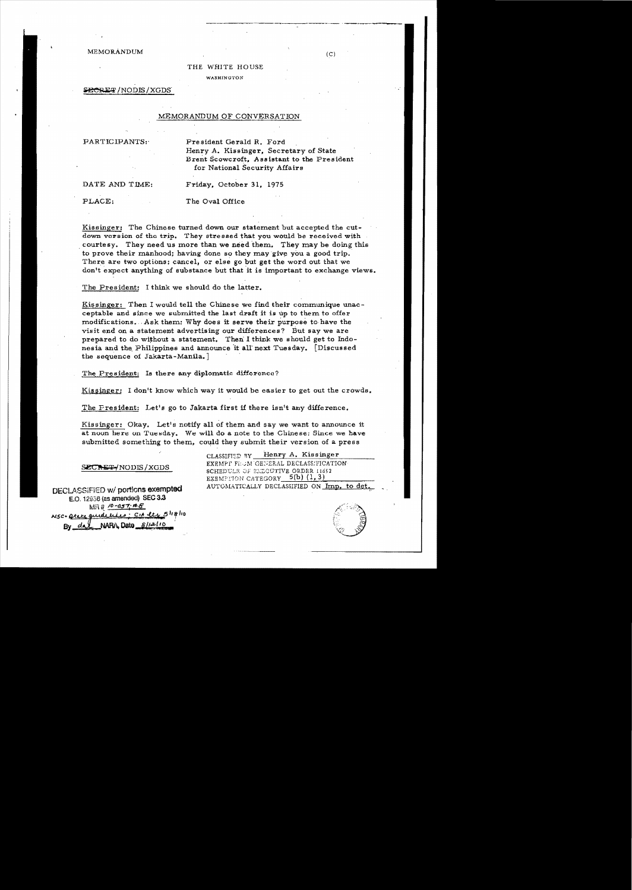MEMORANDUM

(C)

THE WHITE HOUSE

WASHINGTON

~~SECRET~~/NODIS/XGDS

MEMORANDUM OF CONVERSATION

PARTICIPANTS: President Gerald R. Ford
Henry A. Kissinger, Secretary of State
Brent Scowcroft, Assistant to the President for National Security Affairs

DATE AND TIME: Friday, October 31, 1975

PLACE: The Oval Office

Kissinger: The Chinese turned down our statement but accepted the cut-down version of the trip. They stressed that you would be received with courtesy. They need us more than we need them. They may be doing this to prove their manhood; having done so they may give you a good trip. There are two options: cancel, or else go but get the word out that we don't expect anything of substance but that it is important to exchange views.

The President: I think we should do the latter.

Kissinger: Then I would tell the Chinese we find their communique unacceptable and since we submitted the last draft it is up to them to offer modifications. Ask them: Why does it serve their purpose to have the visit end on a statement advertising our differences? But say we are prepared to do without a statement. Then I think we should get to Indonesia and the Philippines and announce it all next Tuesday. [Discussed the sequence of Jakarta-Manila.]

The President: Is there any diplomatic difference?

Kissinger: I don't know which way it would be easier to get out the crowds.

The President: Let's go to Jakarta first if there isn't any difference.

Kissinger: Okay. Let's notify all of them and say we want to announce it at noon here on Tuesday. We will do a note to the Chinese: Since we have submitted something to them, could they submit their version of a press

~~SECRET~~/NODIS/XGDS

CLASSIFIED BY Henry A. Kissinger
EXEMPT FROM GENERAL DECLASSIFICATION SCHEDULE OF EXECUTIVE ORDER 11652
EXEMPTION CATEGORY 5(b) (1, 3)
AUTOMATICALLY DECLASSIFIED ON Imp. to det.

DECLASSIFIED w/ portions exempted
E.O. 12958 (as amended) SEC 3.3
MR # 10-057; #8
NSC guidelines; CIA ltr 5/18/10
By dal NARA, Date 8/12/10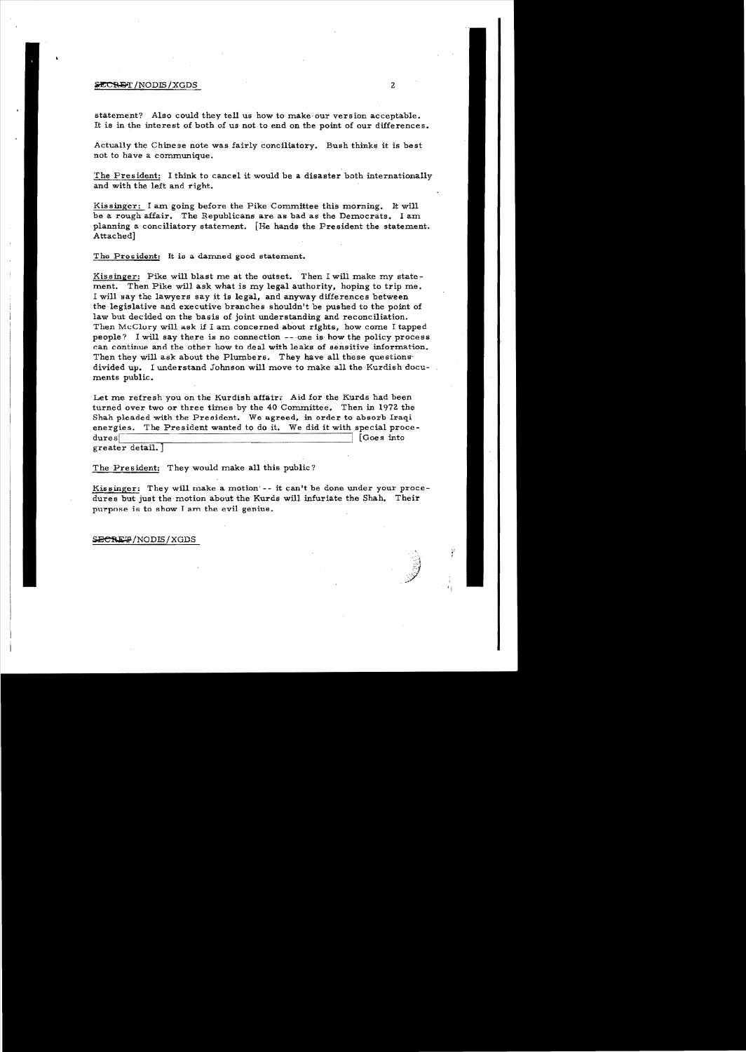SECRET/NODIS/XGDS

statement? Also could they tell us how to make our version acceptable. It is in the interest of both of us not to end on the point of our differences.

Actually the Chinese note was fairly conciliatory. Bush thinks it is best not to have a communique.

The President: I think to cancel it would be a disaster both internationally and with the left and right.

Kissinger: I am going before the Pike Committee this morning. It will be a rough affair. The Republicans are as bad as the Democrats. I am planning a conciliatory statement. [He hands the President the statement. Attached]

The President: It is a damned good statement.

Kissinger: Pike will blast me at the outset. Then I will make my statement. Then Pike will ask what is my legal authority, hoping to trip me. I will say the lawyers say it is legal, and anyway differences between the legislative and executive branches shouldn't be pushed to the point of law but decided on the basis of joint understanding and reconciliation. Then McClory will ask if I am concerned about rights, how come I tapped people? I will say there is no connection -- one is how the policy process can continue and the other how to deal with leaks of sensitive information. Then they will ask about the Plumbers. They have all these questions divided up. I understand Johnson will move to make all the Kurdish documents public.

Let me refresh you on the Kurdish affair: Aid for the Kurds had been turned over two or three times by the 40 Committee. Then in 1972 the Shah pleaded with the President. We agreed, in order to absorb Iraqi energies. The President wanted to do it. We did it with special procedures [ ] [Goes into greater detail.]

The President: They would make all this public?

Kissinger: They will make a motion -- it can't be done under your procedures but just the motion about the Kurds will infuriate the Shah. Their purpose is to show I am the evil genius.

SECRET/NODIS/XGDS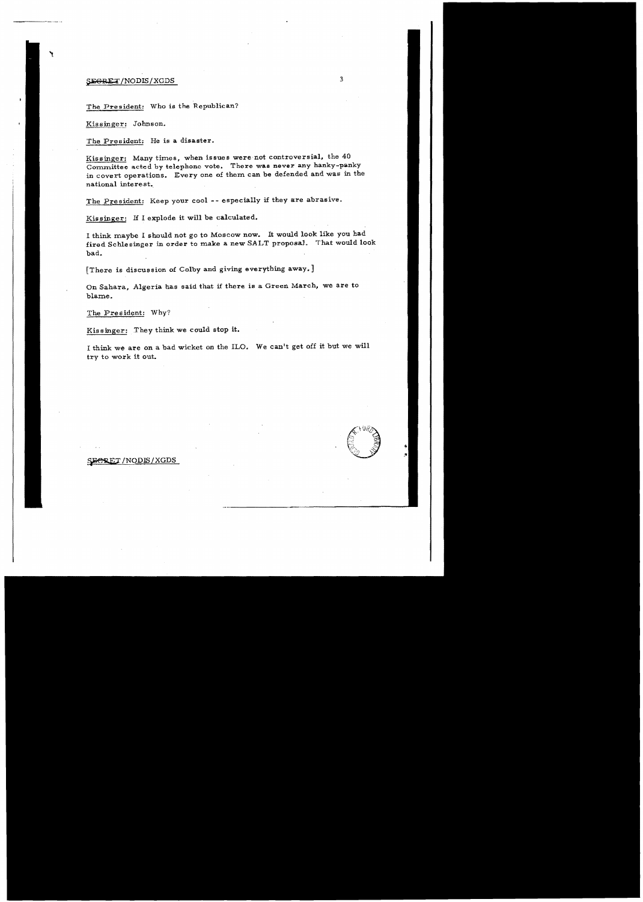The President: Who is the Republican?

Kissinger: Johnson.

The President: He is a disaster.

Kissinger: Many times, when issues were not controversial, the 40 Committee acted by telephone vote. There was never any hanky-panky in covert operations. Every one of them can be defended and was in the national interest.

The President: Keep your cool -- especially if they are abrasive.

Kissinger: If I explode it will be calculated.

I think maybe I should not go to Moscow now. It would look like you had fired Schlesinger in order to make a new SALT proposal. That would look bad.

[There is discussion of Colby and giving everything away.]

On Sahara, Algeria has said that if there is a Green March, we are to blame.

The President: Why?

Kissinger: They think we could stop it.

I think we are on a bad wicket on the ILO. We can't get off it but we will try to work it out.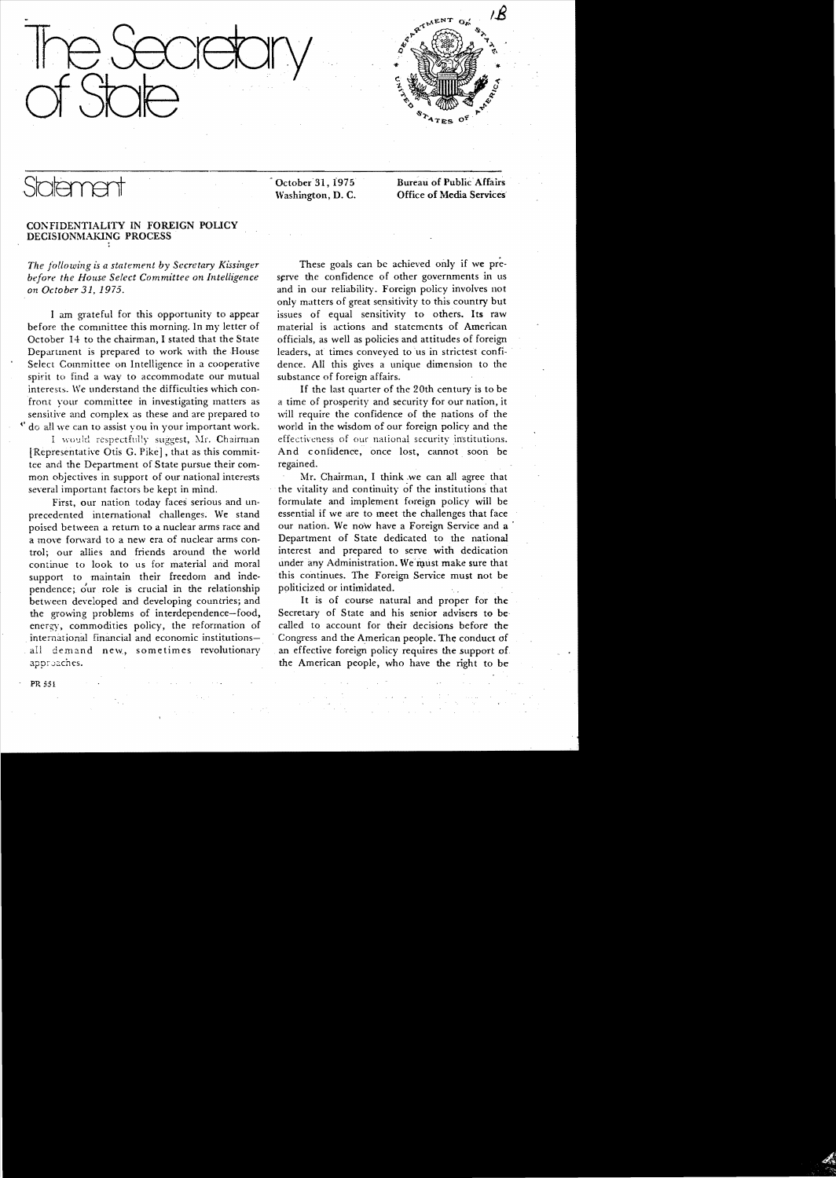# The Secretary of State

## Statement

October 31, 1975
Washington, D. C.

Bureau of Public Affairs
Office of Media Services

### CONFIDENTIALITY IN FOREIGN POLICY DECISIONMAKING PROCESS

*The following is a statement by Secretary Kissinger before the House Select Committee on Intelligence on October 31, 1975.*

I am grateful for this opportunity to appear before the committee this morning. In my letter of October 14 to the chairman, I stated that the State Department is prepared to work with the House Select Committee on Intelligence in a cooperative spirit to find a way to accommodate our mutual interests. We understand the difficulties which confront your committee in investigating matters as sensitive and complex as these and are prepared to do all we can to assist you in your important work.

I would respectfully suggest, Mr. Chairman [Representative Otis G. Pike], that as this committee and the Department of State pursue their common objectives in support of our national interests several important factors be kept in mind.

First, our nation today faces serious and unprecedented international challenges. We stand poised between a return to a nuclear arms race and a move forward to a new era of nuclear arms control; our allies and friends around the world continue to look to us for material and moral support to maintain their freedom and independence; our role is crucial in the relationship between developed and developing countries; and the growing problems of interdependence—food, energy, commodities policy, the reformation of international financial and economic institutions—all demand new, sometimes revolutionary approaches.

These goals can be achieved only if we preserve the confidence of other governments in us and in our reliability. Foreign policy involves not only matters of great sensitivity to this country but issues of equal sensitivity to others. Its raw material is actions and statements of American officials, as well as policies and attitudes of foreign leaders, at times conveyed to us in strictest confidence. All this gives a unique dimension to the substance of foreign affairs.

If the last quarter of the 20th century is to be a time of prosperity and security for our nation, it will require the confidence of the nations of the world in the wisdom of our foreign policy and the effectiveness of our national security institutions. And confidence, once lost, cannot soon be regained.

Mr. Chairman, I think we can all agree that the vitality and continuity of the institutions that formulate and implement foreign policy will be essential if we are to meet the challenges that face our nation. We now have a Foreign Service and a Department of State dedicated to the national interest and prepared to serve with dedication under any Administration. We must make sure that this continues. The Foreign Service must not be politicized or intimidated.

It is of course natural and proper for the Secretary of State and his senior advisers to be called to account for their decisions before the Congress and the American people. The conduct of an effective foreign policy requires the support of the American people, who have the right to be

PR 551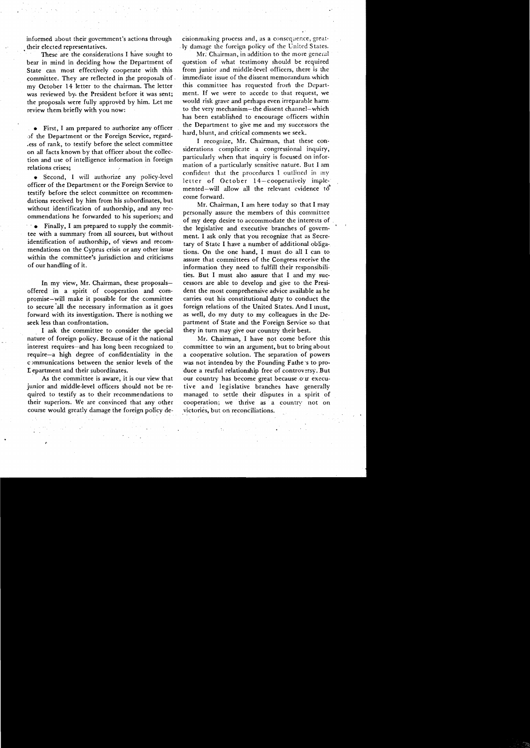informed about their government's actions through their elected representatives.

These are the considerations I have sought to bear in mind in deciding how the Department of State can most effectively cooperate with this committee. They are reflected in the proposals of my October 14 letter to the chairman. The letter was reviewed by the President before it was sent; the proposals were fully approved by him. Let me review them briefly with you now:

- First, I am prepared to authorize any officer of the Department or the Foreign Service, regardless of rank, to testify before the select committee on all facts known by that officer about the collection and use of intelligence information in foreign relations crises;
- Second, I will authorize any policy-level officer of the Department or the Foreign Service to testify before the select committee on recommendations received by him from his subordinates, but without identification of authorship, and any recommendations he forwarded to his superiors; and
- Finally, I am prepared to supply the committee with a summary from all sources, but without identification of authorship, of views and recommendations on the Cyprus crisis or any other issue within the committee's jurisdiction and criticisms of our handling of it.

In my view, Mr. Chairman, these proposals—offered in a spirit of cooperation and compromise—will make it possible for the committee to secure all the necessary information as it goes forward with its investigation. There is nothing we seek less than confrontation.

I ask the committee to consider the special nature of foreign policy. Because of it the national interest requires—and has long been recognized to require—a high degree of confidentiality in the communications between the senior levels of the Department and their subordinates.

As the committee is aware, it is our view that junior and middle-level officers should not be required to testify as to their recommendations to their superiors. We are convinced that any other course would greatly damage the foreign policy decisionmaking process and, as a consequence, greatly damage the foreign policy of the United States.

Mr. Chairman, in addition to the more general question of what testimony should be required from junior and middle-level officers, there is the immediate issue of the dissent memorandum which this committee has requested from the Department. If we were to accede to that request, we would risk grave and perhaps even irreparable harm to the very mechanism—the dissent channel—which has been established to encourage officers within the Department to give me and my successors the hard, blunt, and critical comments we seek.

I recognize, Mr. Chairman, that these considerations complicate a congressional inquiry, particularly when that inquiry is focused on information of a particularly sensitive nature. But I am confident that the procedures I outlined in my letter of October 14—cooperatively implemented—will allow all the relevant evidence to come forward.

Mr. Chairman, I am here today so that I may personally assure the members of this committee of my deep desire to accommodate the interests of the legislative and executive branches of government. I ask only that you recognize that as Secretary of State I have a number of additional obligations. On the one hand, I must do all I can to assure that committees of the Congress receive the information they need to fulfill their responsibilities. But I must also assure that I and my successors are able to develop and give to the President the most comprehensive advice available as he carries out his constitutional duty to conduct the foreign relations of the United States. And I must, as well, do my duty to my colleagues in the Department of State and the Foreign Service so that they in turn may give our country their best.

Mr. Chairman, I have not come before this committee to win an argument, but to bring about a cooperative solution. The separation of powers was not intended by the Founding Fathers to produce a restful relationship free of controversy. But our country has become great because our executive and legislative branches have generally managed to settle their disputes in a spirit of cooperation; we thrive as a country not on victories, but on reconciliations.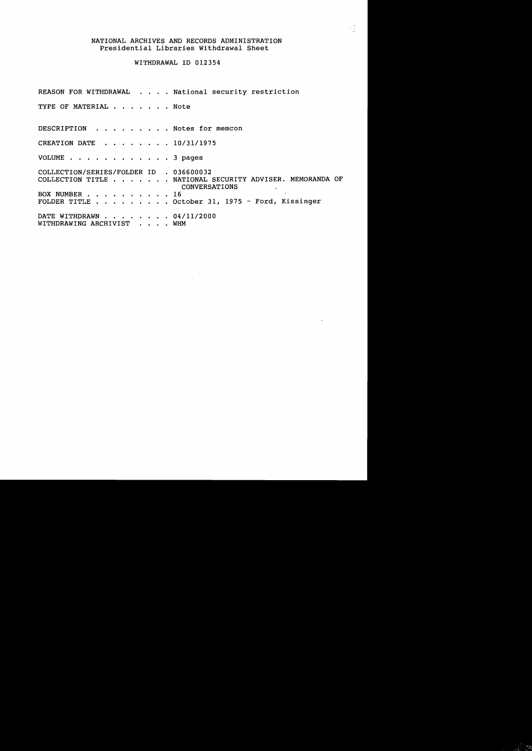NATIONAL ARCHIVES AND RECORDS ADMINISTRATION
Presidential Libraries Withdrawal Sheet

WITHDRAWAL ID 012354

REASON FOR WITHDRAWAL . . . . National security restriction

TYPE OF MATERIAL . . . . . . . Note

DESCRIPTION . . . . . . . . . Notes for memcon

CREATION DATE . . . . . . . . 10/31/1975

VOLUME . . . . . . . . . . . . 3 pages

COLLECTION/SERIES/FOLDER ID . 036600032
COLLECTION TITLE . . . . . . . NATIONAL SECURITY ADVISER. MEMORANDA OF CONVERSATIONS
BOX NUMBER . . . . . . . . . . 16
FOLDER TITLE . . . . . . . . . October 31, 1975 - Ford, Kissinger

DATE WITHDRAWN . . . . . . . . 04/11/2000
WITHDRAWING ARCHIVIST . . . . WHM